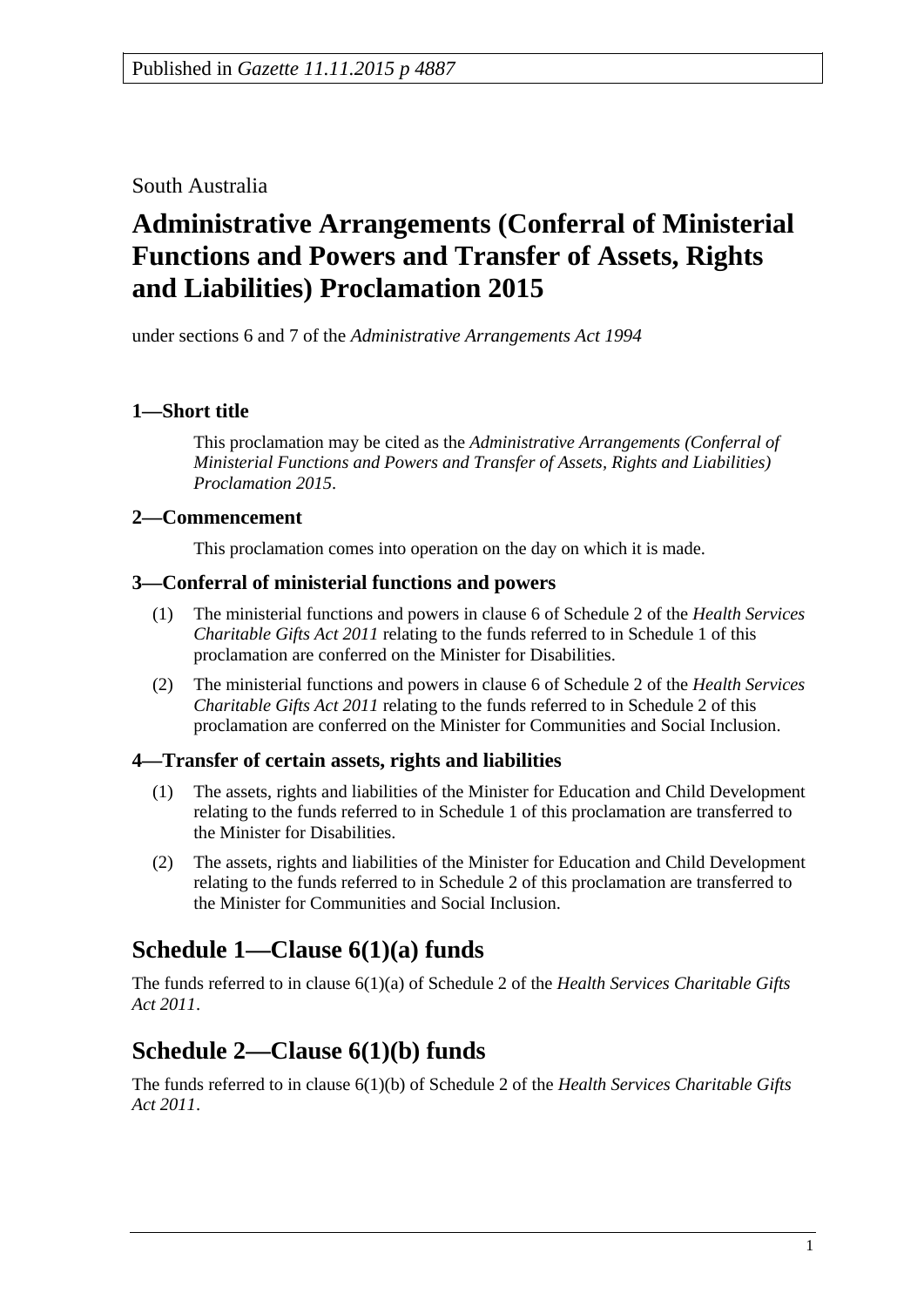Published in *Gazette 11.11.2015 p 4887*

South Australia

# Administrative Arrangements (Conferral of Ministerial Functions and Powers and Transfer of Assets, Rights and Liabilities) Proclamation 2015

under sections 6 and 7 of the *Administrative Arrangements Act 1994*

### 1—Short title

This proclamation may be cited as the *Administrative Arrangements (Conferral of Ministerial Functions and Powers and Transfer of Assets, Rights and Liabilities) Proclamation 2015*.

### 2—Commencement

This proclamation comes into operation on the day on which it is made.

### 3—Conferral of ministerial functions and powers

(1) The ministerial functions and powers in clause 6 of Schedule 2 of the *Health Services Charitable Gifts Act 2011* relating to the funds referred to in Schedule 1 of this proclamation are conferred on the Minister for Disabilities.

(2) The ministerial functions and powers in clause 6 of Schedule 2 of the *Health Services Charitable Gifts Act 2011* relating to the funds referred to in Schedule 2 of this proclamation are conferred on the Minister for Communities and Social Inclusion.

### 4—Transfer of certain assets, rights and liabilities

(1) The assets, rights and liabilities of the Minister for Education and Child Development relating to the funds referred to in Schedule 1 of this proclamation are transferred to the Minister for Disabilities.

(2) The assets, rights and liabilities of the Minister for Education and Child Development relating to the funds referred to in Schedule 2 of this proclamation are transferred to the Minister for Communities and Social Inclusion.

## Schedule 1—Clause 6(1)(a) funds

The funds referred to in clause 6(1)(a) of Schedule 2 of the *Health Services Charitable Gifts Act 2011*.

## Schedule 2—Clause 6(1)(b) funds

The funds referred to in clause 6(1)(b) of Schedule 2 of the *Health Services Charitable Gifts Act 2011*.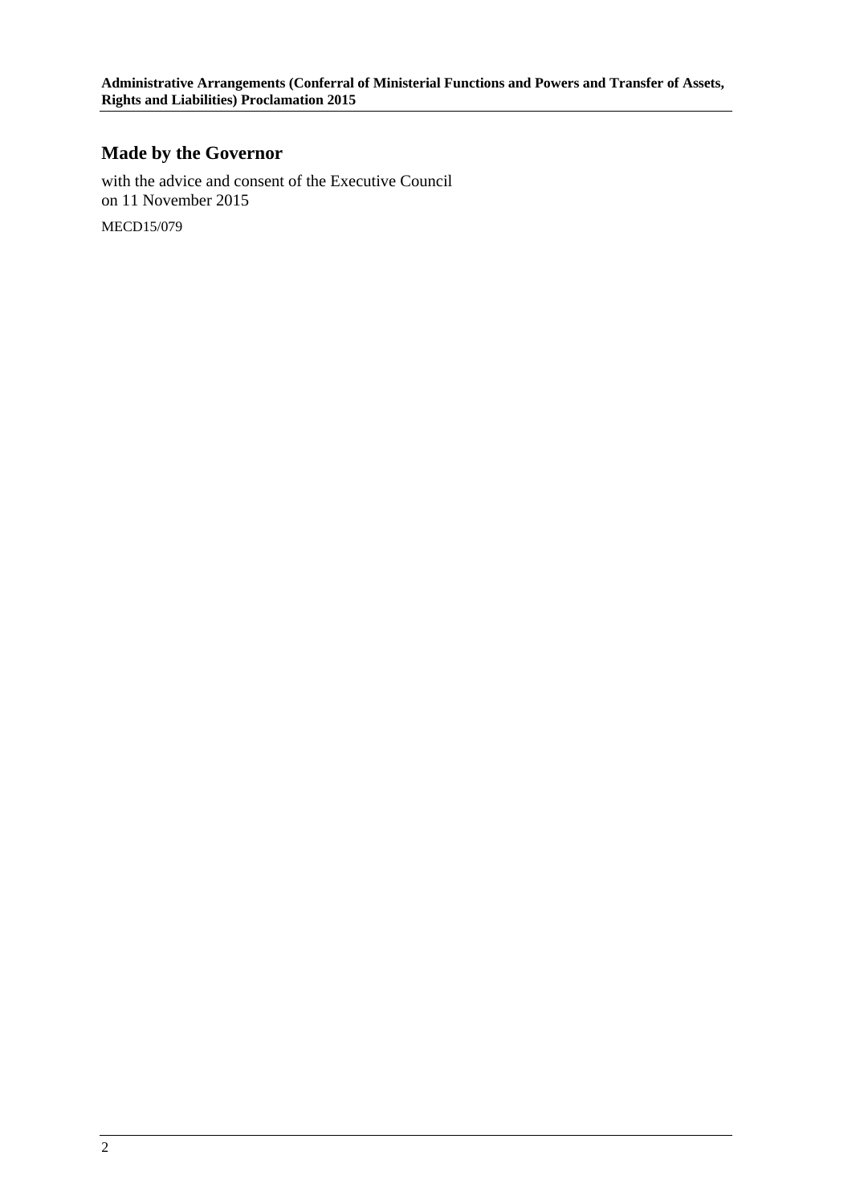## Made by the Governor

with the advice and consent of the Executive Council
on 11 November 2015

MECD15/079